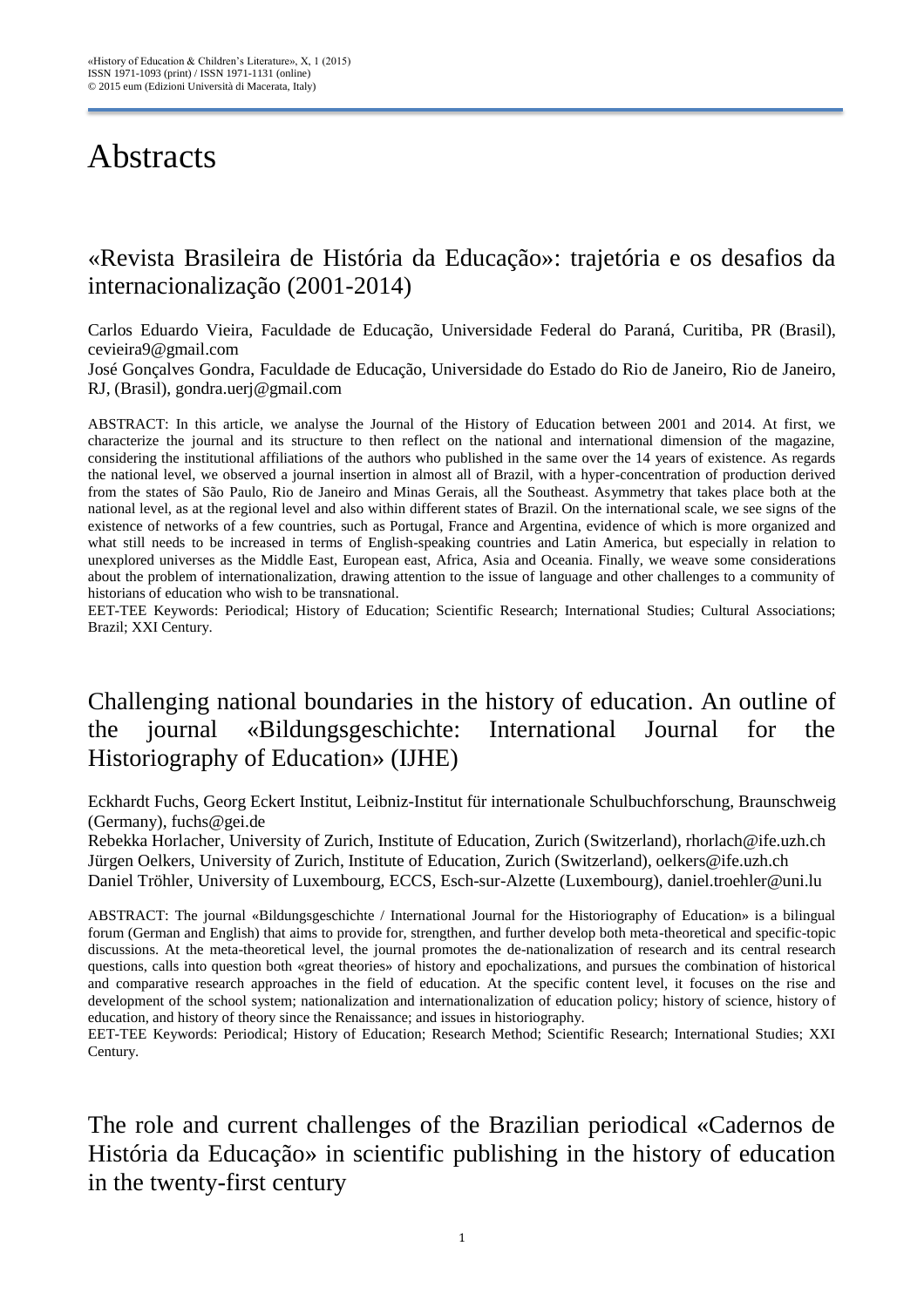# Abstracts

## «Revista Brasileira de História da Educação»: trajetória e os desafios da internacionalização (2001-2014)

Carlos Eduardo Vieira, Faculdade de Educação, Universidade Federal do Paraná, Curitiba, PR (Brasil), cevieira9@gmail.com
José Gonçalves Gondra, Faculdade de Educação, Universidade do Estado do Rio de Janeiro, Rio de Janeiro, RJ, (Brasil), gondra.uerj@gmail.com

ABSTRACT: In this article, we analyse the Journal of the History of Education between 2001 and 2014. At first, we characterize the journal and its structure to then reflect on the national and international dimension of the magazine, considering the institutional affiliations of the authors who published in the same over the 14 years of existence. As regards the national level, we observed a journal insertion in almost all of Brazil, with a hyper-concentration of production derived from the states of São Paulo, Rio de Janeiro and Minas Gerais, all the Southeast. Asymmetry that takes place both at the national level, as at the regional level and also within different states of Brazil. On the international scale, we see signs of the existence of networks of a few countries, such as Portugal, France and Argentina, evidence of which is more organized and what still needs to be increased in terms of English-speaking countries and Latin America, but especially in relation to unexplored universes as the Middle East, European east, Africa, Asia and Oceania. Finally, we weave some considerations about the problem of internationalization, drawing attention to the issue of language and other challenges to a community of historians of education who wish to be transnational.
EET-TEE Keywords: Periodical; History of Education; Scientific Research; International Studies; Cultural Associations; Brazil; XXI Century.

## Challenging national boundaries in the history of education. An outline of the journal «Bildungsgeschichte: International Journal for the Historiography of Education» (IJHE)

Eckhardt Fuchs, Georg Eckert Institut, Leibniz-Institut für internationale Schulbuchforschung, Braunschweig (Germany), fuchs@gei.de
Rebekka Horlacher, University of Zurich, Institute of Education, Zurich (Switzerland), rhorlach@ife.uzh.ch
Jürgen Oelkers, University of Zurich, Institute of Education, Zurich (Switzerland), oelkers@ife.uzh.ch
Daniel Tröhler, University of Luxembourg, ECCS, Esch-sur-Alzette (Luxembourg), daniel.troehler@uni.lu

ABSTRACT: The journal «Bildungsgeschichte / International Journal for the Historiography of Education» is a bilingual forum (German and English) that aims to provide for, strengthen, and further develop both meta-theoretical and specific-topic discussions. At the meta-theoretical level, the journal promotes the de-nationalization of research and its central research questions, calls into question both «great theories» of history and epochalizations, and pursues the combination of historical and comparative research approaches in the field of education. At the specific content level, it focuses on the rise and development of the school system; nationalization and internationalization of education policy; history of science, history of education, and history of theory since the Renaissance; and issues in historiography.
EET-TEE Keywords: Periodical; History of Education; Research Method; Scientific Research; International Studies; XXI Century.

## The role and current challenges of the Brazilian periodical «Cadernos de História da Educação» in scientific publishing in the history of education in the twenty-first century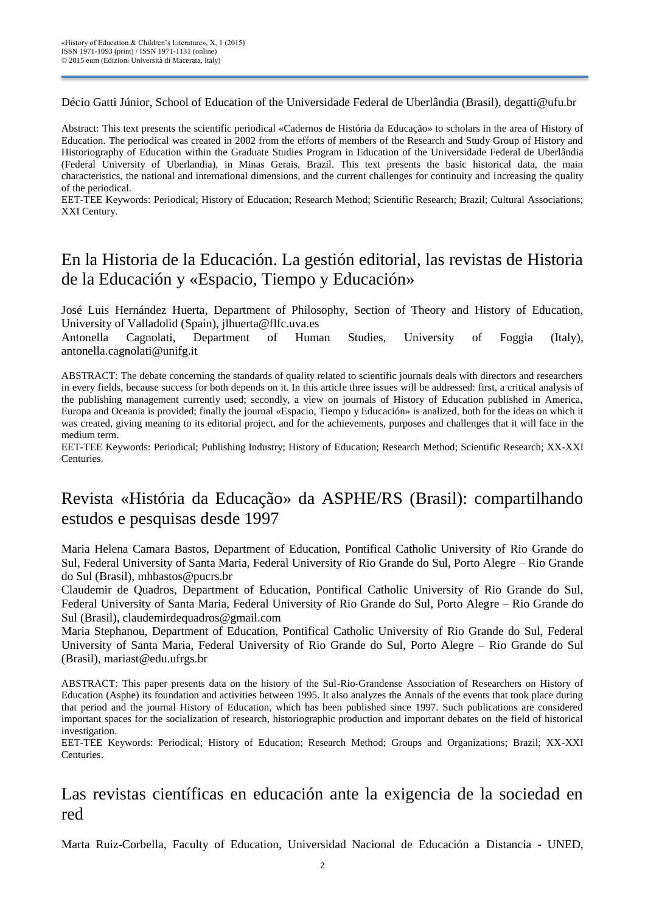Décio Gatti Júnior, School of Education of the Universidade Federal de Uberlândia (Brasil), degatti@ufu.br

Abstract: This text presents the scientific periodical «Cadernos de História da Educação» to scholars in the area of History of Education. The periodical was created in 2002 from the efforts of members of the Research and Study Group of History and Historiography of Education within the Graduate Studies Program in Education of the Universidade Federal de Uberlândia (Federal University of Uberlandia), in Minas Gerais, Brazil. This text presents the basic historical data, the main characteristics, the national and international dimensions, and the current challenges for continuity and increasing the quality of the periodical.
EET-TEE Keywords: Periodical; History of Education; Research Method; Scientific Research; Brazil; Cultural Associations; XXI Century.

## En la Historia de la Educación. La gestión editorial, las revistas de Historia de la Educación y «Espacio, Tiempo y Educación»

José Luis Hernández Huerta, Department of Philosophy, Section of Theory and History of Education, University of Valladolid (Spain), jlhuerta@flfc.uva.es
Antonella Cagnolati, Department of Human Studies, University of Foggia (Italy), antonella.cagnolati@unifg.it

ABSTRACT: The debate concerning the standards of quality related to scientific journals deals with directors and researchers in every fields, because success for both depends on it. In this article three issues will be addressed: first, a critical analysis of the publishing management currently used; secondly, a view on journals of History of Education published in America, Europa and Oceania is provided; finally the journal «Espacio, Tiempo y Educación» is analized, both for the ideas on which it was created, giving meaning to its editorial project, and for the achievements, purposes and challenges that it will face in the medium term.
EET-TEE Keywords: Periodical; Publishing Industry; History of Education; Research Method; Scientific Research; XX-XXI Centuries.

## Revista «História da Educação» da ASPHE/RS (Brasil): compartilhando estudos e pesquisas desde 1997

Maria Helena Camara Bastos, Department of Education, Pontifical Catholic University of Rio Grande do Sul, Federal University of Santa Maria, Federal University of Rio Grande do Sul, Porto Alegre – Rio Grande do Sul (Brasil), mhbastos@pucrs.br
Claudemir de Quadros, Department of Education, Pontifical Catholic University of Rio Grande do Sul, Federal University of Santa Maria, Federal University of Rio Grande do Sul, Porto Alegre – Rio Grande do Sul (Brasil), claudemirdequadros@gmail.com
Maria Stephanou, Department of Education, Pontifical Catholic University of Rio Grande do Sul, Federal University of Santa Maria, Federal University of Rio Grande do Sul, Porto Alegre – Rio Grande do Sul (Brasil), mariast@edu.ufrgs.br

ABSTRACT: This paper presents data on the history of the Sul-Rio-Grandense Association of Researchers on History of Education (Asphe) its foundation and activities between 1995. It also analyzes the Annals of the events that took place during that period and the journal History of Education, which has been published since 1997. Such publications are considered important spaces for the socialization of research, historiographic production and important debates on the field of historical investigation.
EET-TEE Keywords: Periodical; History of Education; Research Method; Groups and Organizations; Brazil; XX-XXI Centuries.

## Las revistas científicas en educación ante la exigencia de la sociedad en red

Marta Ruiz-Corbella, Faculty of Education, Universidad Nacional de Educación a Distancia - UNED,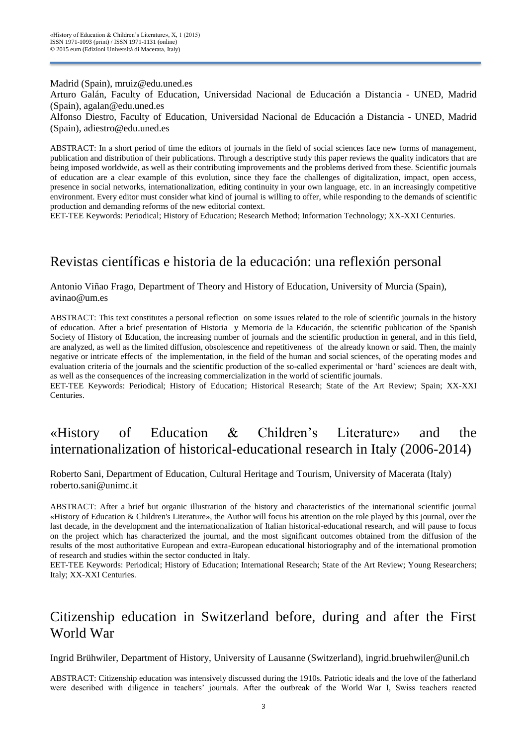Madrid (Spain), mruiz@edu.uned.es
Arturo Galán, Faculty of Education, Universidad Nacional de Educación a Distancia - UNED, Madrid (Spain), agalan@edu.uned.es
Alfonso Diestro, Faculty of Education, Universidad Nacional de Educación a Distancia - UNED, Madrid (Spain), adiestro@edu.uned.es

ABSTRACT: In a short period of time the editors of journals in the field of social sciences face new forms of management, publication and distribution of their publications. Through a descriptive study this paper reviews the quality indicators that are being imposed worldwide, as well as their contributing improvements and the problems derived from these. Scientific journals of education are a clear example of this evolution, since they face the challenges of digitalization, impact, open access, presence in social networks, internationalization, editing continuity in your own language, etc. in an increasingly competitive environment. Every editor must consider what kind of journal is willing to offer, while responding to the demands of scientific production and demanding reforms of the new editorial context.
EET-TEE Keywords: Periodical; History of Education; Research Method; Information Technology; XX-XXI Centuries.

## Revistas científicas e historia de la educación: una reflexión personal

Antonio Viñao Frago, Department of Theory and History of Education, University of Murcia (Spain), avinao@um.es

ABSTRACT: This text constitutes a personal reflection on some issues related to the role of scientific journals in the history of education. After a brief presentation of Historia y Memoria de la Educación, the scientific publication of the Spanish Society of History of Education, the increasing number of journals and the scientific production in general, and in this field, are analyzed, as well as the limited diffusion, obsolescence and repetitiveness of the already known or said. Then, the mainly negative or intricate effects of the implementation, in the field of the human and social sciences, of the operating modes and evaluation criteria of the journals and the scientific production of the so-called experimental or 'hard' sciences are dealt with, as well as the consequences of the increasing commercialization in the world of scientific journals.
EET-TEE Keywords: Periodical; History of Education; Historical Research; State of the Art Review; Spain; XX-XXI Centuries.

## «History of Education & Children's Literature» and the internationalization of historical-educational research in Italy (2006-2014)

Roberto Sani, Department of Education, Cultural Heritage and Tourism, University of Macerata (Italy) roberto.sani@unimc.it

ABSTRACT: After a brief but organic illustration of the history and characteristics of the international scientific journal «History of Education & Children's Literature», the Author will focus his attention on the role played by this journal, over the last decade, in the development and the internationalization of Italian historical-educational research, and will pause to focus on the project which has characterized the journal, and the most significant outcomes obtained from the diffusion of the results of the most authoritative European and extra-European educational historiography and of the international promotion of research and studies within the sector conducted in Italy.
EET-TEE Keywords: Periodical; History of Education; International Research; State of the Art Review; Young Researchers; Italy; XX-XXI Centuries.

## Citizenship education in Switzerland before, during and after the First World War

Ingrid Brühwiler, Department of History, University of Lausanne (Switzerland), ingrid.bruehwiler@unil.ch

ABSTRACT: Citizenship education was intensively discussed during the 1910s. Patriotic ideals and the love of the fatherland were described with diligence in teachers' journals. After the outbreak of the World War I, Swiss teachers reacted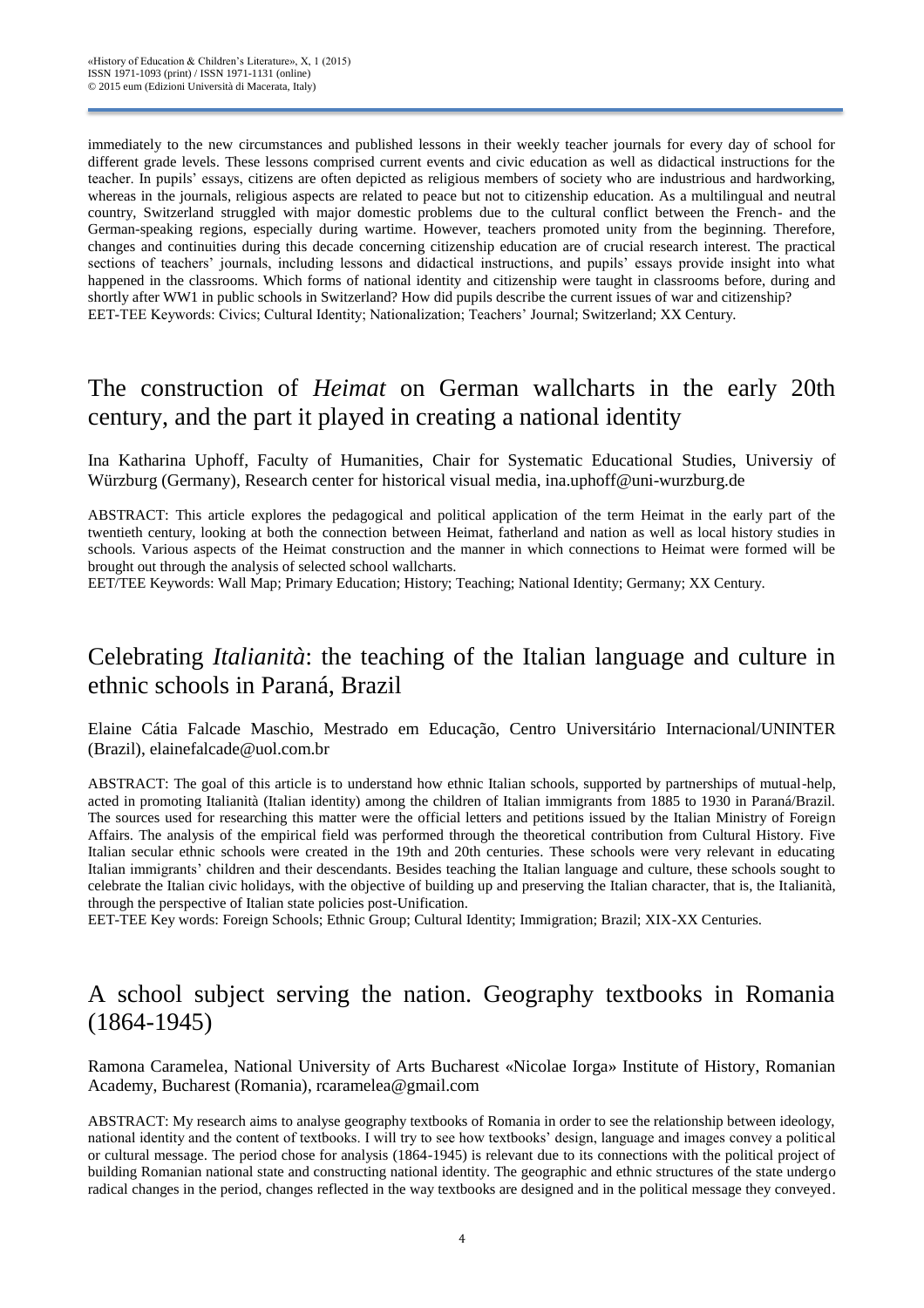immediately to the new circumstances and published lessons in their weekly teacher journals for every day of school for different grade levels. These lessons comprised current events and civic education as well as didactical instructions for the teacher. In pupils' essays, citizens are often depicted as religious members of society who are industrious and hardworking, whereas in the journals, religious aspects are related to peace but not to citizenship education. As a multilingual and neutral country, Switzerland struggled with major domestic problems due to the cultural conflict between the French- and the German-speaking regions, especially during wartime. However, teachers promoted unity from the beginning. Therefore, changes and continuities during this decade concerning citizenship education are of crucial research interest. The practical sections of teachers' journals, including lessons and didactical instructions, and pupils' essays provide insight into what happened in the classrooms. Which forms of national identity and citizenship were taught in classrooms before, during and shortly after WW1 in public schools in Switzerland? How did pupils describe the current issues of war and citizenship?
EET-TEE Keywords: Civics; Cultural Identity; Nationalization; Teachers' Journal; Switzerland; XX Century.

## The construction of *Heimat* on German wallcharts in the early 20th century, and the part it played in creating a national identity

Ina Katharina Uphoff, Faculty of Humanities, Chair for Systematic Educational Studies, Universiy of Würzburg (Germany), Research center for historical visual media, ina.uphoff@uni-wurzburg.de

ABSTRACT: This article explores the pedagogical and political application of the term Heimat in the early part of the twentieth century, looking at both the connection between Heimat, fatherland and nation as well as local history studies in schools. Various aspects of the Heimat construction and the manner in which connections to Heimat were formed will be brought out through the analysis of selected school wallcharts.
EET/TEE Keywords: Wall Map; Primary Education; History; Teaching; National Identity; Germany; XX Century.

## Celebrating *Italianità*: the teaching of the Italian language and culture in ethnic schools in Paraná, Brazil

Elaine Cátia Falcade Maschio, Mestrado em Educação, Centro Universitário Internacional/UNINTER (Brazil), elainefalcade@uol.com.br

ABSTRACT: The goal of this article is to understand how ethnic Italian schools, supported by partnerships of mutual-help, acted in promoting Italianità (Italian identity) among the children of Italian immigrants from 1885 to 1930 in Paraná/Brazil. The sources used for researching this matter were the official letters and petitions issued by the Italian Ministry of Foreign Affairs. The analysis of the empirical field was performed through the theoretical contribution from Cultural History. Five Italian secular ethnic schools were created in the 19th and 20th centuries. These schools were very relevant in educating Italian immigrants' children and their descendants. Besides teaching the Italian language and culture, these schools sought to celebrate the Italian civic holidays, with the objective of building up and preserving the Italian character, that is, the Italianità, through the perspective of Italian state policies post-Unification.
EET-TEE Key words: Foreign Schools; Ethnic Group; Cultural Identity; Immigration; Brazil; XIX-XX Centuries.

## A school subject serving the nation. Geography textbooks in Romania (1864-1945)

Ramona Caramelea, National University of Arts Bucharest «Nicolae Iorga» Institute of History, Romanian Academy, Bucharest (Romania), rcaramelea@gmail.com

ABSTRACT: My research aims to analyse geography textbooks of Romania in order to see the relationship between ideology, national identity and the content of textbooks. I will try to see how textbooks' design, language and images convey a political or cultural message. The period chose for analysis (1864-1945) is relevant due to its connections with the political project of building Romanian national state and constructing national identity. The geographic and ethnic structures of the state undergo radical changes in the period, changes reflected in the way textbooks are designed and in the political message they conveyed.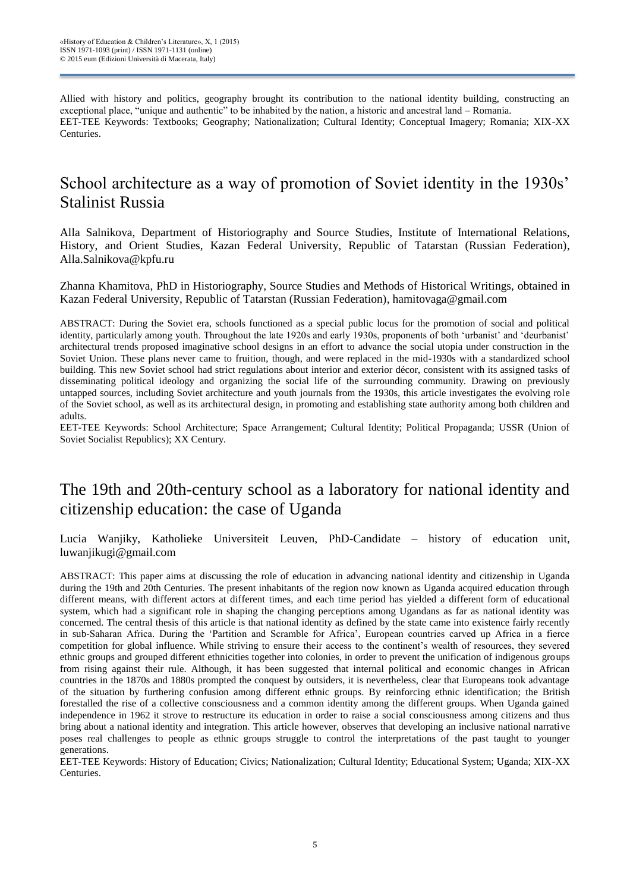Allied with history and politics, geography brought its contribution to the national identity building, constructing an exceptional place, "unique and authentic" to be inhabited by the nation, a historic and ancestral land – Romania.
EET-TEE Keywords: Textbooks; Geography; Nationalization; Cultural Identity; Conceptual Imagery; Romania; XIX-XX Centuries.

## School architecture as a way of promotion of Soviet identity in the 1930s' Stalinist Russia

Alla Salnikova, Department of Historiography and Source Studies, Institute of International Relations, History, and Orient Studies, Kazan Federal University, Republic of Tatarstan (Russian Federation), Alla.Salnikova@kpfu.ru

Zhanna Khamitova, PhD in Historiography, Source Studies and Methods of Historical Writings, obtained in Kazan Federal University, Republic of Tatarstan (Russian Federation), hamitovaga@gmail.com

ABSTRACT: During the Soviet era, schools functioned as a special public locus for the promotion of social and political identity, particularly among youth. Throughout the late 1920s and early 1930s, proponents of both 'urbanist' and 'deurbanist' architectural trends proposed imaginative school designs in an effort to advance the social utopia under construction in the Soviet Union. These plans never came to fruition, though, and were replaced in the mid-1930s with a standardized school building. This new Soviet school had strict regulations about interior and exterior décor, consistent with its assigned tasks of disseminating political ideology and organizing the social life of the surrounding community. Drawing on previously untapped sources, including Soviet architecture and youth journals from the 1930s, this article investigates the evolving role of the Soviet school, as well as its architectural design, in promoting and establishing state authority among both children and adults.
EET-TEE Keywords: School Architecture; Space Arrangement; Cultural Identity; Political Propaganda; USSR (Union of Soviet Socialist Republics); XX Century.

## The 19th and 20th-century school as a laboratory for national identity and citizenship education: the case of Uganda

Lucia Wanjiky, Katholieke Universiteit Leuven, PhD-Candidate – history of education unit, luwanjikugi@gmail.com

ABSTRACT: This paper aims at discussing the role of education in advancing national identity and citizenship in Uganda during the 19th and 20th Centuries. The present inhabitants of the region now known as Uganda acquired education through different means, with different actors at different times, and each time period has yielded a different form of educational system, which had a significant role in shaping the changing perceptions among Ugandans as far as national identity was concerned. The central thesis of this article is that national identity as defined by the state came into existence fairly recently in sub-Saharan Africa. During the 'Partition and Scramble for Africa', European countries carved up Africa in a fierce competition for global influence. While striving to ensure their access to the continent's wealth of resources, they severed ethnic groups and grouped different ethnicities together into colonies, in order to prevent the unification of indigenous groups from rising against their rule. Although, it has been suggested that internal political and economic changes in African countries in the 1870s and 1880s prompted the conquest by outsiders, it is nevertheless, clear that Europeans took advantage of the situation by furthering confusion among different ethnic groups. By reinforcing ethnic identification; the British forestalled the rise of a collective consciousness and a common identity among the different groups. When Uganda gained independence in 1962 it strove to restructure its education in order to raise a social consciousness among citizens and thus bring about a national identity and integration. This article however, observes that developing an inclusive national narrative poses real challenges to people as ethnic groups struggle to control the interpretations of the past taught to younger generations.
EET-TEE Keywords: History of Education; Civics; Nationalization; Cultural Identity; Educational System; Uganda; XIX-XX Centuries.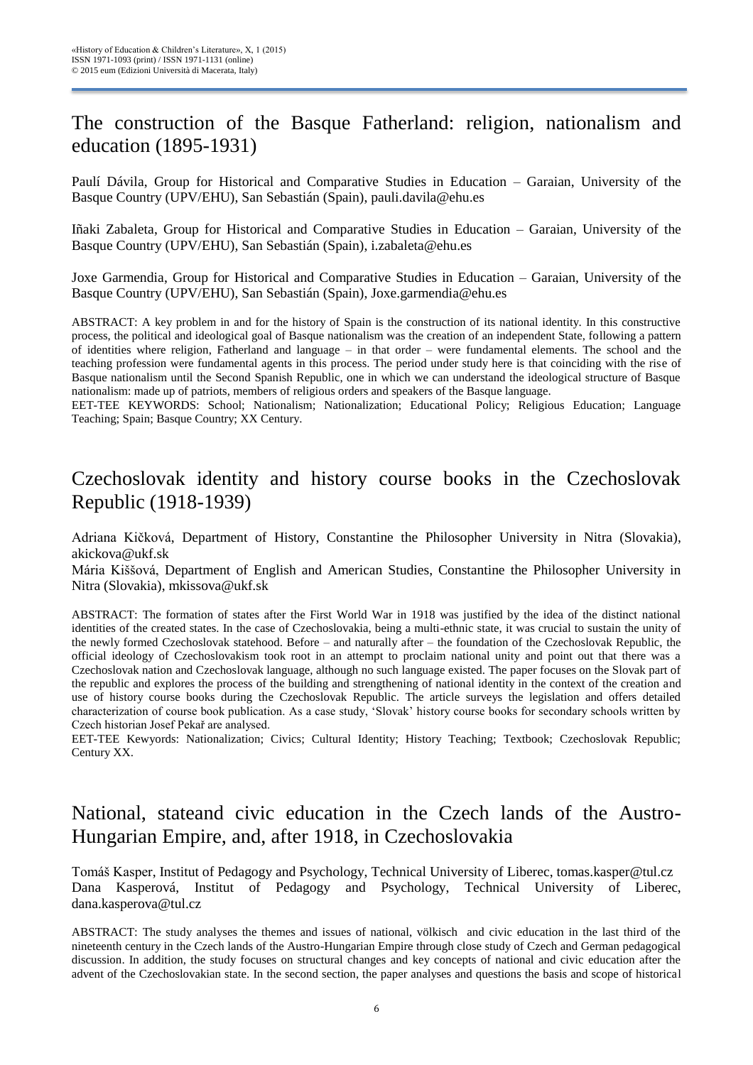## The construction of the Basque Fatherland: religion, nationalism and education (1895-1931)

Paulí Dávila, Group for Historical and Comparative Studies in Education – Garaian, University of the Basque Country (UPV/EHU), San Sebastián (Spain), pauli.davila@ehu.es

Iñaki Zabaleta, Group for Historical and Comparative Studies in Education – Garaian, University of the Basque Country (UPV/EHU), San Sebastián (Spain), i.zabaleta@ehu.es

Joxe Garmendia, Group for Historical and Comparative Studies in Education – Garaian, University of the Basque Country (UPV/EHU), San Sebastián (Spain), Joxe.garmendia@ehu.es

ABSTRACT: A key problem in and for the history of Spain is the construction of its national identity. In this constructive process, the political and ideological goal of Basque nationalism was the creation of an independent State, following a pattern of identities where religion, Fatherland and language – in that order – were fundamental elements. The school and the teaching profession were fundamental agents in this process. The period under study here is that coinciding with the rise of Basque nationalism until the Second Spanish Republic, one in which we can understand the ideological structure of Basque nationalism: made up of patriots, members of religious orders and speakers of the Basque language.
EET-TEE KEYWORDS: School; Nationalism; Nationalization; Educational Policy; Religious Education; Language Teaching; Spain; Basque Country; XX Century.

## Czechoslovak identity and history course books in the Czechoslovak Republic (1918-1939)

Adriana Kičková, Department of History, Constantine the Philosopher University in Nitra (Slovakia), akickova@ukf.sk
Mária Kiššová, Department of English and American Studies, Constantine the Philosopher University in Nitra (Slovakia), mkissova@ukf.sk

ABSTRACT: The formation of states after the First World War in 1918 was justified by the idea of the distinct national identities of the created states. In the case of Czechoslovakia, being a multi-ethnic state, it was crucial to sustain the unity of the newly formed Czechoslovak statehood. Before – and naturally after – the foundation of the Czechoslovak Republic, the official ideology of Czechoslovakism took root in an attempt to proclaim national unity and point out that there was a Czechoslovak nation and Czechoslovak language, although no such language existed. The paper focuses on the Slovak part of the republic and explores the process of the building and strengthening of national identity in the context of the creation and use of history course books during the Czechoslovak Republic. The article surveys the legislation and offers detailed characterization of course book publication. As a case study, 'Slovak' history course books for secondary schools written by Czech historian Josef Pekař are analysed.
EET-TEE Kewyords: Nationalization; Civics; Cultural Identity; History Teaching; Textbook; Czechoslovak Republic; Century XX.

## National, stateand civic education in the Czech lands of the Austro-Hungarian Empire, and, after 1918, in Czechoslovakia

Tomáš Kasper, Institut of Pedagogy and Psychology, Technical University of Liberec, tomas.kasper@tul.cz
Dana Kasperová, Institut of Pedagogy and Psychology, Technical University of Liberec, dana.kasperova@tul.cz

ABSTRACT: The study analyses the themes and issues of national, völkisch and civic education in the last third of the nineteenth century in the Czech lands of the Austro-Hungarian Empire through close study of Czech and German pedagogical discussion. In addition, the study focuses on structural changes and key concepts of national and civic education after the advent of the Czechoslovakian state. In the second section, the paper analyses and questions the basis and scope of historical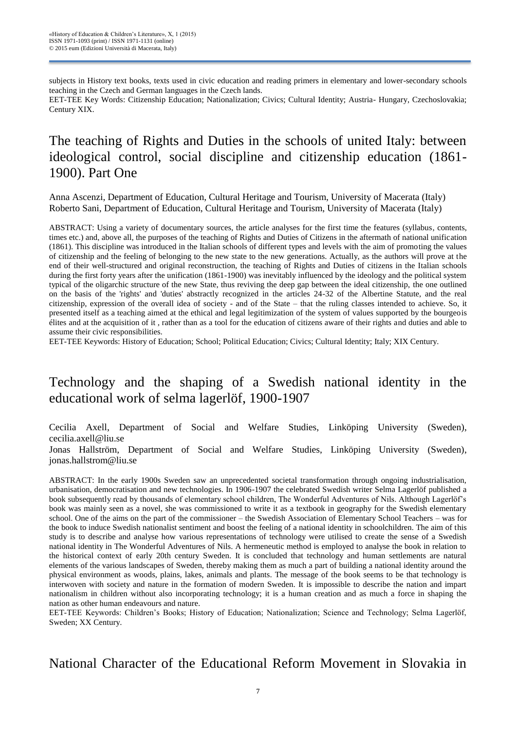subjects in History text books, texts used in civic education and reading primers in elementary and lower-secondary schools teaching in the Czech and German languages in the Czech lands.
EET-TEE Key Words: Citizenship Education; Nationalization; Civics; Cultural Identity; Austria- Hungary, Czechoslovakia; Century XIX.

# The teaching of Rights and Duties in the schools of united Italy: between ideological control, social discipline and citizenship education (1861-1900). Part One

Anna Ascenzi, Department of Education, Cultural Heritage and Tourism, University of Macerata (Italy)
Roberto Sani, Department of Education, Cultural Heritage and Tourism, University of Macerata (Italy)

ABSTRACT: Using a variety of documentary sources, the article analyses for the first time the features (syllabus, contents, times etc.) and, above all, the purposes of the teaching of Rights and Duties of Citizens in the aftermath of national unification (1861). This discipline was introduced in the Italian schools of different types and levels with the aim of promoting the values of citizenship and the feeling of belonging to the new state to the new generations. Actually, as the authors will prove at the end of their well-structured and original reconstruction, the teaching of Rights and Duties of citizens in the Italian schools during the first forty years after the unification (1861-1900) was inevitably influenced by the ideology and the political system typical of the oligarchic structure of the new State, thus reviving the deep gap between the ideal citizenship, the one outlined on the basis of the 'rights' and 'duties' abstractly recognized in the articles 24-32 of the Albertine Statute, and the real citizenship, expression of the overall idea of society - and of the State – that the ruling classes intended to achieve. So, it presented itself as a teaching aimed at the ethical and legal legitimization of the system of values supported by the bourgeois élites and at the acquisition of it , rather than as a tool for the education of citizens aware of their rights and duties and able to assume their civic responsibilities.
EET-TEE Keywords: History of Education; School; Political Education; Civics; Cultural Identity; Italy; XIX Century.

# Technology and the shaping of a Swedish national identity in the educational work of selma lagerlöf, 1900-1907

Cecilia Axell, Department of Social and Welfare Studies, Linköping University (Sweden), cecilia.axell@liu.se
Jonas Hallström, Department of Social and Welfare Studies, Linköping University (Sweden), jonas.hallstrom@liu.se

ABSTRACT: In the early 1900s Sweden saw an unprecedented societal transformation through ongoing industrialisation, urbanisation, democratisation and new technologies. In 1906-1907 the celebrated Swedish writer Selma Lagerlöf published a book subsequently read by thousands of elementary school children, The Wonderful Adventures of Nils. Although Lagerlöf's book was mainly seen as a novel, she was commissioned to write it as a textbook in geography for the Swedish elementary school. One of the aims on the part of the commissioner – the Swedish Association of Elementary School Teachers – was for the book to induce Swedish nationalist sentiment and boost the feeling of a national identity in schoolchildren. The aim of this study is to describe and analyse how various representations of technology were utilised to create the sense of a Swedish national identity in The Wonderful Adventures of Nils. A hermeneutic method is employed to analyse the book in relation to the historical context of early 20th century Sweden. It is concluded that technology and human settlements are natural elements of the various landscapes of Sweden, thereby making them as much a part of building a national identity around the physical environment as woods, plains, lakes, animals and plants. The message of the book seems to be that technology is interwoven with society and nature in the formation of modern Sweden. It is impossible to describe the nation and impart nationalism in children without also incorporating technology; it is a human creation and as much a force in shaping the nation as other human endeavours and nature.
EET-TEE Keywords: Children's Books; History of Education; Nationalization; Science and Technology; Selma Lagerlöf, Sweden; XX Century.

# National Character of the Educational Reform Movement in Slovakia in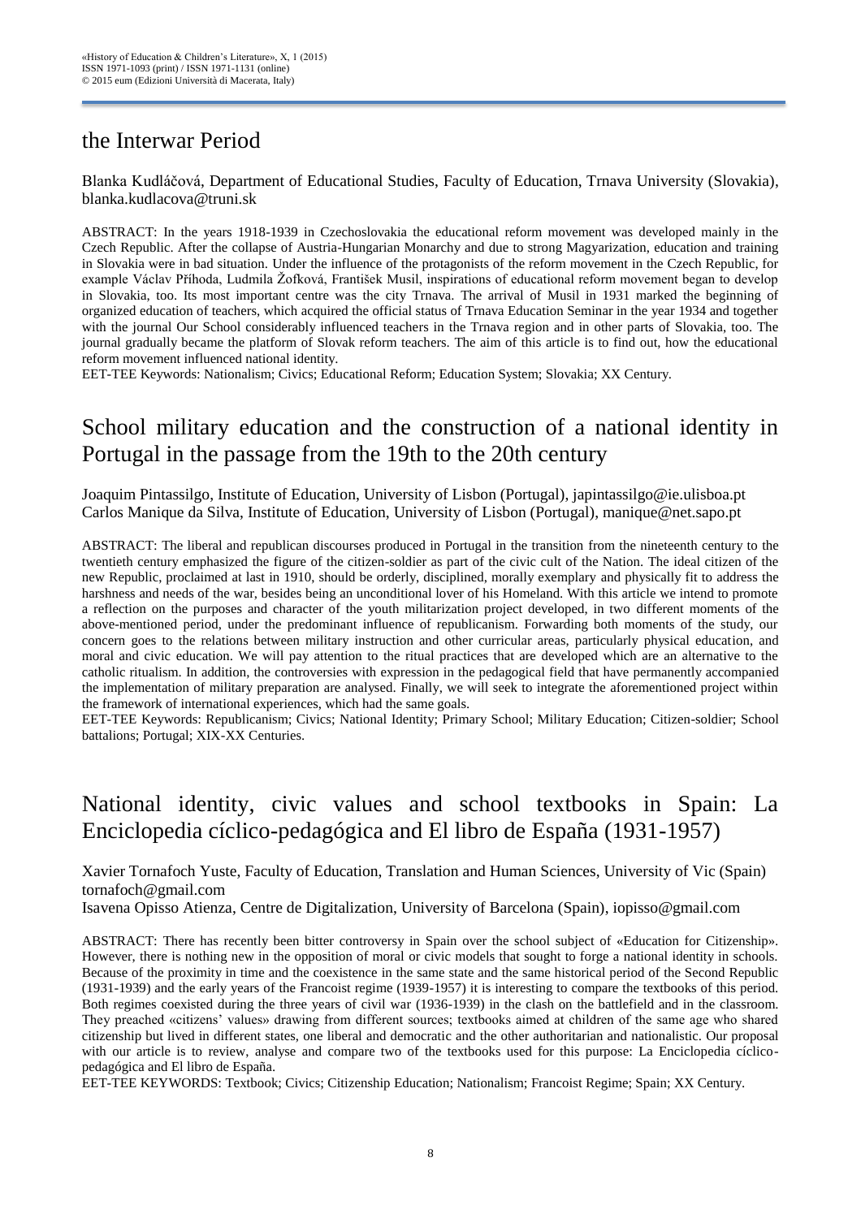## the Interwar Period

Blanka Kudláčová, Department of Educational Studies, Faculty of Education, Trnava University (Slovakia), blanka.kudlacova@truni.sk

ABSTRACT: In the years 1918-1939 in Czechoslovakia the educational reform movement was developed mainly in the Czech Republic. After the collapse of Austria-Hungarian Monarchy and due to strong Magyarization, education and training in Slovakia were in bad situation. Under the influence of the protagonists of the reform movement in the Czech Republic, for example Václav Příhoda, Ludmila Žofková, František Musil, inspirations of educational reform movement began to develop in Slovakia, too. Its most important centre was the city Trnava. The arrival of Musil in 1931 marked the beginning of organized education of teachers, which acquired the official status of Trnava Education Seminar in the year 1934 and together with the journal Our School considerably influenced teachers in the Trnava region and in other parts of Slovakia, too. The journal gradually became the platform of Slovak reform teachers. The aim of this article is to find out, how the educational reform movement influenced national identity.
EET-TEE Keywords: Nationalism; Civics; Educational Reform; Education System; Slovakia; XX Century.

## School military education and the construction of a national identity in Portugal in the passage from the 19th to the 20th century

Joaquim Pintassilgo, Institute of Education, University of Lisbon (Portugal), japintassilgo@ie.ulisboa.pt
Carlos Manique da Silva, Institute of Education, University of Lisbon (Portugal), manique@net.sapo.pt

ABSTRACT: The liberal and republican discourses produced in Portugal in the transition from the nineteenth century to the twentieth century emphasized the figure of the citizen-soldier as part of the civic cult of the Nation. The ideal citizen of the new Republic, proclaimed at last in 1910, should be orderly, disciplined, morally exemplary and physically fit to address the harshness and needs of the war, besides being an unconditional lover of his Homeland. With this article we intend to promote a reflection on the purposes and character of the youth militarization project developed, in two different moments of the above-mentioned period, under the predominant influence of republicanism. Forwarding both moments of the study, our concern goes to the relations between military instruction and other curricular areas, particularly physical education, and moral and civic education. We will pay attention to the ritual practices that are developed which are an alternative to the catholic ritualism. In addition, the controversies with expression in the pedagogical field that have permanently accompanied the implementation of military preparation are analysed. Finally, we will seek to integrate the aforementioned project within the framework of international experiences, which had the same goals.
EET-TEE Keywords: Republicanism; Civics; National Identity; Primary School; Military Education; Citizen-soldier; School battalions; Portugal; XIX-XX Centuries.

## National identity, civic values and school textbooks in Spain: La Enciclopedia cíclico-pedagógica and El libro de España (1931-1957)

Xavier Tornafoch Yuste, Faculty of Education, Translation and Human Sciences, University of Vic (Spain) tornafoch@gmail.com
Isavena Opisso Atienza, Centre de Digitalization, University of Barcelona (Spain), iopisso@gmail.com

ABSTRACT: There has recently been bitter controversy in Spain over the school subject of «Education for Citizenship». However, there is nothing new in the opposition of moral or civic models that sought to forge a national identity in schools. Because of the proximity in time and the coexistence in the same state and the same historical period of the Second Republic (1931-1939) and the early years of the Francoist regime (1939-1957) it is interesting to compare the textbooks of this period. Both regimes coexisted during the three years of civil war (1936-1939) in the clash on the battlefield and in the classroom. They preached «citizens' values» drawing from different sources; textbooks aimed at children of the same age who shared citizenship but lived in different states, one liberal and democratic and the other authoritarian and nationalistic. Our proposal with our article is to review, analyse and compare two of the textbooks used for this purpose: La Enciclopedia cíclico-pedagógica and El libro de España.
EET-TEE KEYWORDS: Textbook; Civics; Citizenship Education; Nationalism; Francoist Regime; Spain; XX Century.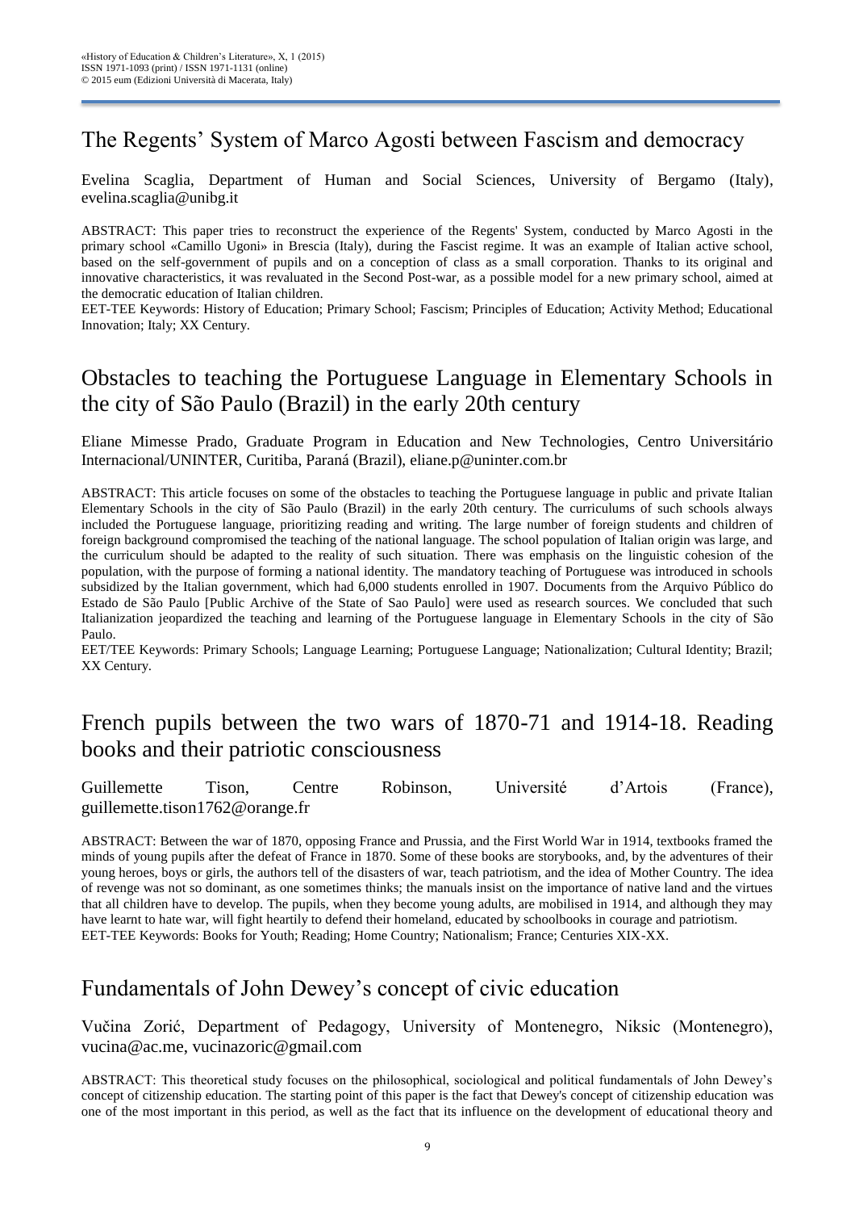## The Regents' System of Marco Agosti between Fascism and democracy

Evelina Scaglia, Department of Human and Social Sciences, University of Bergamo (Italy), evelina.scaglia@unibg.it

ABSTRACT: This paper tries to reconstruct the experience of the Regents' System, conducted by Marco Agosti in the primary school «Camillo Ugoni» in Brescia (Italy), during the Fascist regime. It was an example of Italian active school, based on the self-government of pupils and on a conception of class as a small corporation. Thanks to its original and innovative characteristics, it was revaluated in the Second Post-war, as a possible model for a new primary school, aimed at the democratic education of Italian children.
EET-TEE Keywords: History of Education; Primary School; Fascism; Principles of Education; Activity Method; Educational Innovation; Italy; XX Century.

## Obstacles to teaching the Portuguese Language in Elementary Schools in the city of São Paulo (Brazil) in the early 20th century

Eliane Mimesse Prado, Graduate Program in Education and New Technologies, Centro Universitário Internacional/UNINTER, Curitiba, Paraná (Brazil), eliane.p@uninter.com.br

ABSTRACT: This article focuses on some of the obstacles to teaching the Portuguese language in public and private Italian Elementary Schools in the city of São Paulo (Brazil) in the early 20th century. The curriculums of such schools always included the Portuguese language, prioritizing reading and writing. The large number of foreign students and children of foreign background compromised the teaching of the national language. The school population of Italian origin was large, and the curriculum should be adapted to the reality of such situation. There was emphasis on the linguistic cohesion of the population, with the purpose of forming a national identity. The mandatory teaching of Portuguese was introduced in schools subsidized by the Italian government, which had 6,000 students enrolled in 1907. Documents from the Arquivo Público do Estado de São Paulo [Public Archive of the State of Sao Paulo] were used as research sources. We concluded that such Italianization jeopardized the teaching and learning of the Portuguese language in Elementary Schools in the city of São Paulo.
EET/TEE Keywords: Primary Schools; Language Learning; Portuguese Language; Nationalization; Cultural Identity; Brazil; XX Century.

## French pupils between the two wars of 1870-71 and 1914-18. Reading books and their patriotic consciousness

Guillemette Tison, Centre Robinson, Université d'Artois (France), guillemette.tison1762@orange.fr

ABSTRACT: Between the war of 1870, opposing France and Prussia, and the First World War in 1914, textbooks framed the minds of young pupils after the defeat of France in 1870. Some of these books are storybooks, and, by the adventures of their young heroes, boys or girls, the authors tell of the disasters of war, teach patriotism, and the idea of Mother Country. The idea of revenge was not so dominant, as one sometimes thinks; the manuals insist on the importance of native land and the virtues that all children have to develop. The pupils, when they become young adults, are mobilised in 1914, and although they may have learnt to hate war, will fight heartily to defend their homeland, educated by schoolbooks in courage and patriotism.
EET-TEE Keywords: Books for Youth; Reading; Home Country; Nationalism; France; Centuries XIX-XX.

## Fundamentals of John Dewey's concept of civic education

Vučina Zorić, Department of Pedagogy, University of Montenegro, Niksic (Montenegro), vucina@ac.me, vucinazoric@gmail.com

ABSTRACT: This theoretical study focuses on the philosophical, sociological and political fundamentals of John Dewey's concept of citizenship education. The starting point of this paper is the fact that Dewey's concept of citizenship education was one of the most important in this period, as well as the fact that its influence on the development of educational theory and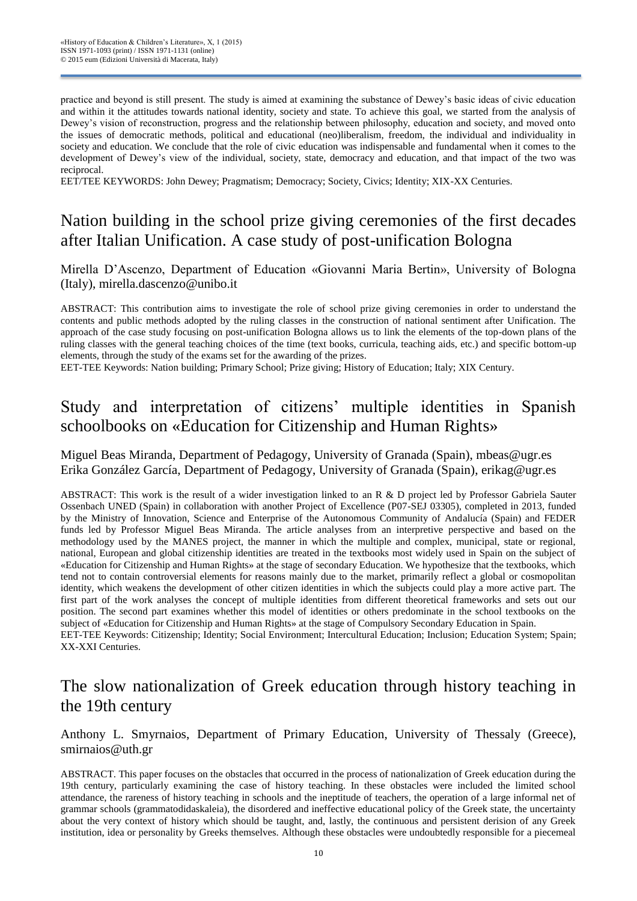practice and beyond is still present. The study is aimed at examining the substance of Dewey's basic ideas of civic education and within it the attitudes towards national identity, society and state. To achieve this goal, we started from the analysis of Dewey's vision of reconstruction, progress and the relationship between philosophy, education and society, and moved onto the issues of democratic methods, political and educational (neo)liberalism, freedom, the individual and individuality in society and education. We conclude that the role of civic education was indispensable and fundamental when it comes to the development of Dewey's view of the individual, society, state, democracy and education, and that impact of the two was reciprocal.

EET/TEE KEYWORDS: John Dewey; Pragmatism; Democracy; Society, Civics; Identity; XIX-XX Centuries.

## Nation building in the school prize giving ceremonies of the first decades after Italian Unification. A case study of post-unification Bologna

Mirella D'Ascenzo, Department of Education «Giovanni Maria Bertin», University of Bologna (Italy), mirella.dascenzo@unibo.it

ABSTRACT: This contribution aims to investigate the role of school prize giving ceremonies in order to understand the contents and public methods adopted by the ruling classes in the construction of national sentiment after Unification. The approach of the case study focusing on post-unification Bologna allows us to link the elements of the top-down plans of the ruling classes with the general teaching choices of the time (text books, curricula, teaching aids, etc.) and specific bottom-up elements, through the study of the exams set for the awarding of the prizes.

EET-TEE Keywords: Nation building; Primary School; Prize giving; History of Education; Italy; XIX Century.

## Study and interpretation of citizens' multiple identities in Spanish schoolbooks on «Education for Citizenship and Human Rights»

Miguel Beas Miranda, Department of Pedagogy, University of Granada (Spain), mbeas@ugr.es
Erika González García, Department of Pedagogy, University of Granada (Spain), erikag@ugr.es

ABSTRACT: This work is the result of a wider investigation linked to an R & D project led by Professor Gabriela Sauter Ossenbach UNED (Spain) in collaboration with another Project of Excellence (P07-SEJ 03305), completed in 2013, funded by the Ministry of Innovation, Science and Enterprise of the Autonomous Community of Andalucía (Spain) and FEDER funds led by Professor Miguel Beas Miranda. The article analyses from an interpretive perspective and based on the methodology used by the MANES project, the manner in which the multiple and complex, municipal, state or regional, national, European and global citizenship identities are treated in the textbooks most widely used in Spain on the subject of «Education for Citizenship and Human Rights» at the stage of secondary Education. We hypothesize that the textbooks, which tend not to contain controversial elements for reasons mainly due to the market, primarily reflect a global or cosmopolitan identity, which weakens the development of other citizen identities in which the subjects could play a more active part. The first part of the work analyses the concept of multiple identities from different theoretical frameworks and sets out our position. The second part examines whether this model of identities or others predominate in the school textbooks on the subject of «Education for Citizenship and Human Rights» at the stage of Compulsory Secondary Education in Spain.

EET-TEE Keywords: Citizenship; Identity; Social Environment; Intercultural Education; Inclusion; Education System; Spain; XX-XXI Centuries.

## The slow nationalization of Greek education through history teaching in the 19th century

Anthony L. Smyrnaios, Department of Primary Education, University of Thessaly (Greece), smirnaios@uth.gr

ABSTRACT. This paper focuses on the obstacles that occurred in the process of nationalization of Greek education during the 19th century, particularly examining the case of history teaching. In these obstacles were included the limited school attendance, the rareness of history teaching in schools and the ineptitude of teachers, the operation of a large informal net of grammar schools (grammatodidaskaleia), the disordered and ineffective educational policy of the Greek state, the uncertainty about the very context of history which should be taught, and, lastly, the continuous and persistent derision of any Greek institution, idea or personality by Greeks themselves. Although these obstacles were undoubtedly responsible for a piecemeal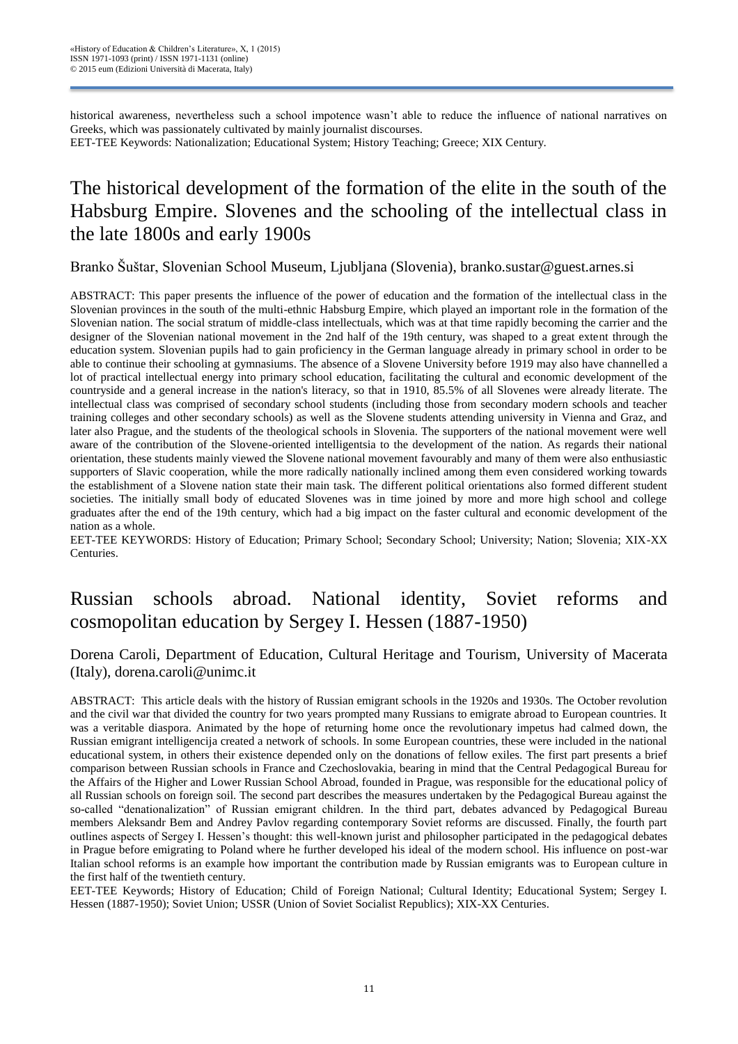historical awareness, nevertheless such a school impotence wasn't able to reduce the influence of national narratives on Greeks, which was passionately cultivated by mainly journalist discourses.
EET-TEE Keywords: Nationalization; Educational System; History Teaching; Greece; XIX Century.

## The historical development of the formation of the elite in the south of the Habsburg Empire. Slovenes and the schooling of the intellectual class in the late 1800s and early 1900s

Branko Šuštar, Slovenian School Museum, Ljubljana (Slovenia), branko.sustar@guest.arnes.si

ABSTRACT: This paper presents the influence of the power of education and the formation of the intellectual class in the Slovenian provinces in the south of the multi-ethnic Habsburg Empire, which played an important role in the formation of the Slovenian nation. The social stratum of middle-class intellectuals, which was at that time rapidly becoming the carrier and the designer of the Slovenian national movement in the 2nd half of the 19th century, was shaped to a great extent through the education system. Slovenian pupils had to gain proficiency in the German language already in primary school in order to be able to continue their schooling at gymnasiums. The absence of a Slovene University before 1919 may also have channelled a lot of practical intellectual energy into primary school education, facilitating the cultural and economic development of the countryside and a general increase in the nation's literacy, so that in 1910, 85.5% of all Slovenes were already literate. The intellectual class was comprised of secondary school students (including those from secondary modern schools and teacher training colleges and other secondary schools) as well as the Slovene students attending university in Vienna and Graz, and later also Prague, and the students of the theological schools in Slovenia. The supporters of the national movement were well aware of the contribution of the Slovene-oriented intelligentsia to the development of the nation. As regards their national orientation, these students mainly viewed the Slovene national movement favourably and many of them were also enthusiastic supporters of Slavic cooperation, while the more radically nationally inclined among them even considered working towards the establishment of a Slovene nation state their main task. The different political orientations also formed different student societies. The initially small body of educated Slovenes was in time joined by more and more high school and college graduates after the end of the 19th century, which had a big impact on the faster cultural and economic development of the nation as a whole.
EET-TEE KEYWORDS: History of Education; Primary School; Secondary School; University; Nation; Slovenia; XIX-XX Centuries.

## Russian schools abroad. National identity, Soviet reforms and cosmopolitan education by Sergey I. Hessen (1887-1950)

Dorena Caroli, Department of Education, Cultural Heritage and Tourism, University of Macerata (Italy), dorena.caroli@unimc.it

ABSTRACT: This article deals with the history of Russian emigrant schools in the 1920s and 1930s. The October revolution and the civil war that divided the country for two years prompted many Russians to emigrate abroad to European countries. It was a veritable diaspora. Animated by the hope of returning home once the revolutionary impetus had calmed down, the Russian emigrant intelligencija created a network of schools. In some European countries, these were included in the national educational system, in others their existence depended only on the donations of fellow exiles. The first part presents a brief comparison between Russian schools in France and Czechoslovakia, bearing in mind that the Central Pedagogical Bureau for the Affairs of the Higher and Lower Russian School Abroad, founded in Prague, was responsible for the educational policy of all Russian schools on foreign soil. The second part describes the measures undertaken by the Pedagogical Bureau against the so-called "denationalization" of Russian emigrant children. In the third part, debates advanced by Pedagogical Bureau members Aleksandr Bem and Andrey Pavlov regarding contemporary Soviet reforms are discussed. Finally, the fourth part outlines aspects of Sergey I. Hessen's thought: this well-known jurist and philosopher participated in the pedagogical debates in Prague before emigrating to Poland where he further developed his ideal of the modern school. His influence on post-war Italian school reforms is an example how important the contribution made by Russian emigrants was to European culture in the first half of the twentieth century.
EET-TEE Keywords; History of Education; Child of Foreign National; Cultural Identity; Educational System; Sergey I. Hessen (1887-1950); Soviet Union; USSR (Union of Soviet Socialist Republics); XIX-XX Centuries.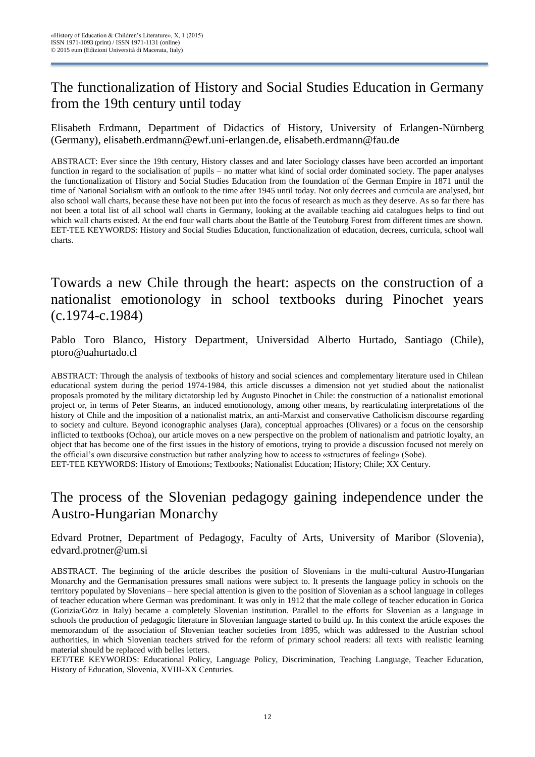## The functionalization of History and Social Studies Education in Germany from the 19th century until today

Elisabeth Erdmann, Department of Didactics of History, University of Erlangen-Nürnberg (Germany), elisabeth.erdmann@ewf.uni-erlangen.de, elisabeth.erdmann@fau.de

ABSTRACT: Ever since the 19th century, History classes and and later Sociology classes have been accorded an important function in regard to the socialisation of pupils – no matter what kind of social order dominated society. The paper analyses the functionalization of History and Social Studies Education from the foundation of the German Empire in 1871 until the time of National Socialism with an outlook to the time after 1945 until today. Not only decrees and curricula are analysed, but also school wall charts, because these have not been put into the focus of research as much as they deserve. As so far there has not been a total list of all school wall charts in Germany, looking at the available teaching aid catalogues helps to find out which wall charts existed. At the end four wall charts about the Battle of the Teutoburg Forest from different times are shown.
EET-TEE KEYWORDS: History and Social Studies Education, functionalization of education, decrees, curricula, school wall charts.

## Towards a new Chile through the heart: aspects on the construction of a nationalist emotionology in school textbooks during Pinochet years (c.1974-c.1984)

Pablo Toro Blanco, History Department, Universidad Alberto Hurtado, Santiago (Chile), ptoro@uahurtado.cl

ABSTRACT: Through the analysis of textbooks of history and social sciences and complementary literature used in Chilean educational system during the period 1974-1984, this article discusses a dimension not yet studied about the nationalist proposals promoted by the military dictatorship led by Augusto Pinochet in Chile: the construction of a nationalist emotional project or, in terms of Peter Stearns, an induced emotionology, among other means, by rearticulating interpretations of the history of Chile and the imposition of a nationalist matrix, an anti-Marxist and conservative Catholicism discourse regarding to society and culture. Beyond iconographic analyses (Jara), conceptual approaches (Olivares) or a focus on the censorship inflicted to textbooks (Ochoa), our article moves on a new perspective on the problem of nationalism and patriotic loyalty, an object that has become one of the first issues in the history of emotions, trying to provide a discussion focused not merely on the official's own discursive construction but rather analyzing how to access to «structures of feeling» (Sobe).
EET-TEE KEYWORDS: History of Emotions; Textbooks; Nationalist Education; History; Chile; XX Century.

## The process of the Slovenian pedagogy gaining independence under the Austro-Hungarian Monarchy

Edvard Protner, Department of Pedagogy, Faculty of Arts, University of Maribor (Slovenia), edvard.protner@um.si

ABSTRACT. The beginning of the article describes the position of Slovenians in the multi-cultural Austro-Hungarian Monarchy and the Germanisation pressures small nations were subject to. It presents the language policy in schools on the territory populated by Slovenians – here special attention is given to the position of Slovenian as a school language in colleges of teacher education where German was predominant. It was only in 1912 that the male college of teacher education in Gorica (Gorizia/Görz in Italy) became a completely Slovenian institution. Parallel to the efforts for Slovenian as a language in schools the production of pedagogic literature in Slovenian language started to build up. In this context the article exposes the memorandum of the association of Slovenian teacher societies from 1895, which was addressed to the Austrian school authorities, in which Slovenian teachers strived for the reform of primary school readers: all texts with realistic learning material should be replaced with belles letters.
EET/TEE KEYWORDS: Educational Policy, Language Policy, Discrimination, Teaching Language, Teacher Education, History of Education, Slovenia, XVIII-XX Centuries.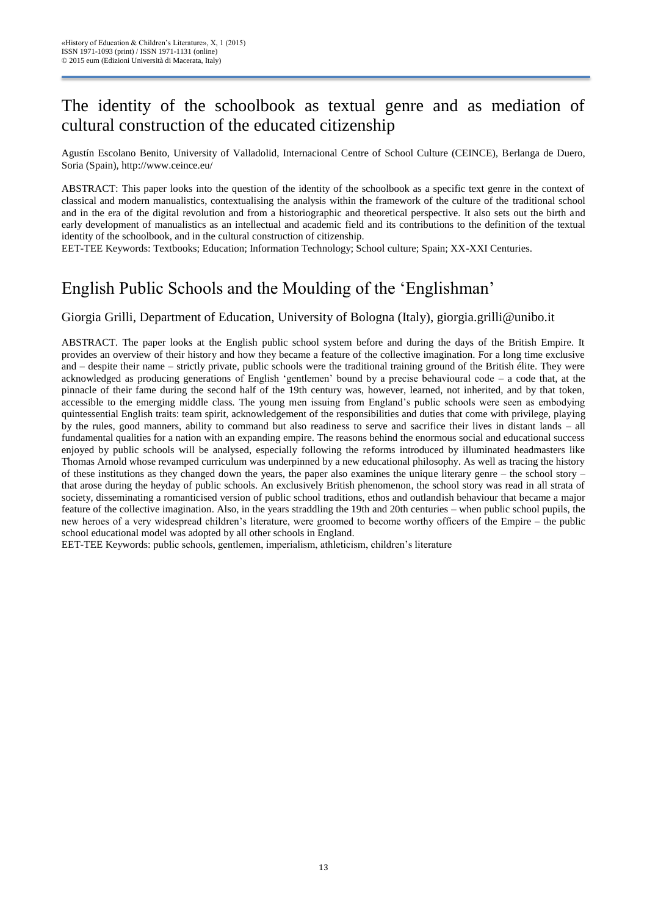## The identity of the schoolbook as textual genre and as mediation of cultural construction of the educated citizenship

Agustín Escolano Benito, University of Valladolid, Internacional Centre of School Culture (CEINCE), Berlanga de Duero, Soria (Spain), http://www.ceince.eu/

ABSTRACT: This paper looks into the question of the identity of the schoolbook as a specific text genre in the context of classical and modern manualistics, contextualising the analysis within the framework of the culture of the traditional school and in the era of the digital revolution and from a historiographic and theoretical perspective. It also sets out the birth and early development of manualistics as an intellectual and academic field and its contributions to the definition of the textual identity of the schoolbook, and in the cultural construction of citizenship.

EET-TEE Keywords: Textbooks; Education; Information Technology; School culture; Spain; XX-XXI Centuries.

## English Public Schools and the Moulding of the 'Englishman'

Giorgia Grilli, Department of Education, University of Bologna (Italy), giorgia.grilli@unibo.it

ABSTRACT. The paper looks at the English public school system before and during the days of the British Empire. It provides an overview of their history and how they became a feature of the collective imagination. For a long time exclusive and – despite their name – strictly private, public schools were the traditional training ground of the British élite. They were acknowledged as producing generations of English 'gentlemen' bound by a precise behavioural code – a code that, at the pinnacle of their fame during the second half of the 19th century was, however, learned, not inherited, and by that token, accessible to the emerging middle class. The young men issuing from England's public schools were seen as embodying quintessential English traits: team spirit, acknowledgement of the responsibilities and duties that come with privilege, playing by the rules, good manners, ability to command but also readiness to serve and sacrifice their lives in distant lands – all fundamental qualities for a nation with an expanding empire. The reasons behind the enormous social and educational success enjoyed by public schools will be analysed, especially following the reforms introduced by illuminated headmasters like Thomas Arnold whose revamped curriculum was underpinned by a new educational philosophy. As well as tracing the history of these institutions as they changed down the years, the paper also examines the unique literary genre – the school story – that arose during the heyday of public schools. An exclusively British phenomenon, the school story was read in all strata of society, disseminating a romanticised version of public school traditions, ethos and outlandish behaviour that became a major feature of the collective imagination. Also, in the years straddling the 19th and 20th centuries – when public school pupils, the new heroes of a very widespread children's literature, were groomed to become worthy officers of the Empire – the public school educational model was adopted by all other schools in England.

EET-TEE Keywords: public schools, gentlemen, imperialism, athleticism, children's literature